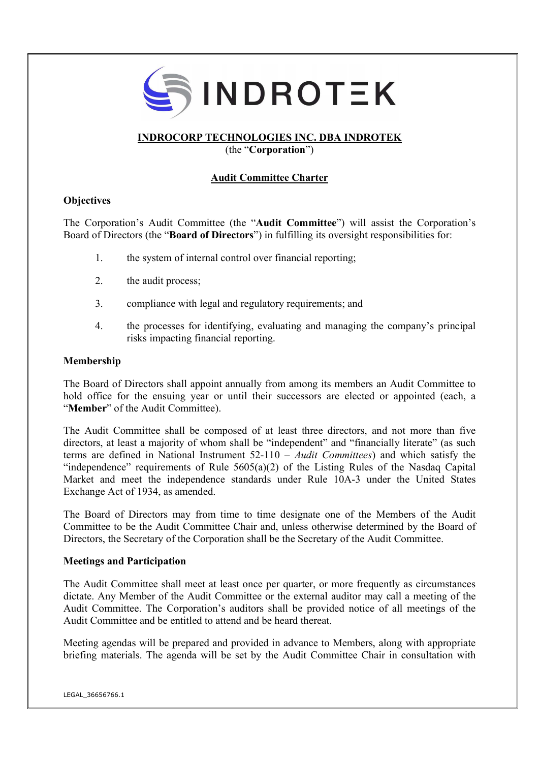**INDROCORP TECHNOLOGIES INC. DBA INDROTEK**
(the "**Corporation**")

## Audit Committee Charter

### Objectives

The Corporation's Audit Committee (the "**Audit Committee**") will assist the Corporation's Board of Directors (the "**Board of Directors**") in fulfilling its oversight responsibilities for:

1. the system of internal control over financial reporting;
2. the audit process;
3. compliance with legal and regulatory requirements; and
4. the processes for identifying, evaluating and managing the company's principal risks impacting financial reporting.

### Membership

The Board of Directors shall appoint annually from among its members an Audit Committee to hold office for the ensuing year or until their successors are elected or appointed (each, a "**Member**" of the Audit Committee).

The Audit Committee shall be composed of at least three directors, and not more than five directors, at least a majority of whom shall be "independent" and "financially literate" (as such terms are defined in National Instrument 52-110 – *Audit Committees*) and which satisfy the "independence" requirements of Rule 5605(a)(2) of the Listing Rules of the Nasdaq Capital Market and meet the independence standards under Rule 10A-3 under the United States Exchange Act of 1934, as amended.

The Board of Directors may from time to time designate one of the Members of the Audit Committee to be the Audit Committee Chair and, unless otherwise determined by the Board of Directors, the Secretary of the Corporation shall be the Secretary of the Audit Committee.

### Meetings and Participation

The Audit Committee shall meet at least once per quarter, or more frequently as circumstances dictate. Any Member of the Audit Committee or the external auditor may call a meeting of the Audit Committee. The Corporation's auditors shall be provided notice of all meetings of the Audit Committee and be entitled to attend and be heard thereat.

Meeting agendas will be prepared and provided in advance to Members, along with appropriate briefing materials. The agenda will be set by the Audit Committee Chair in consultation with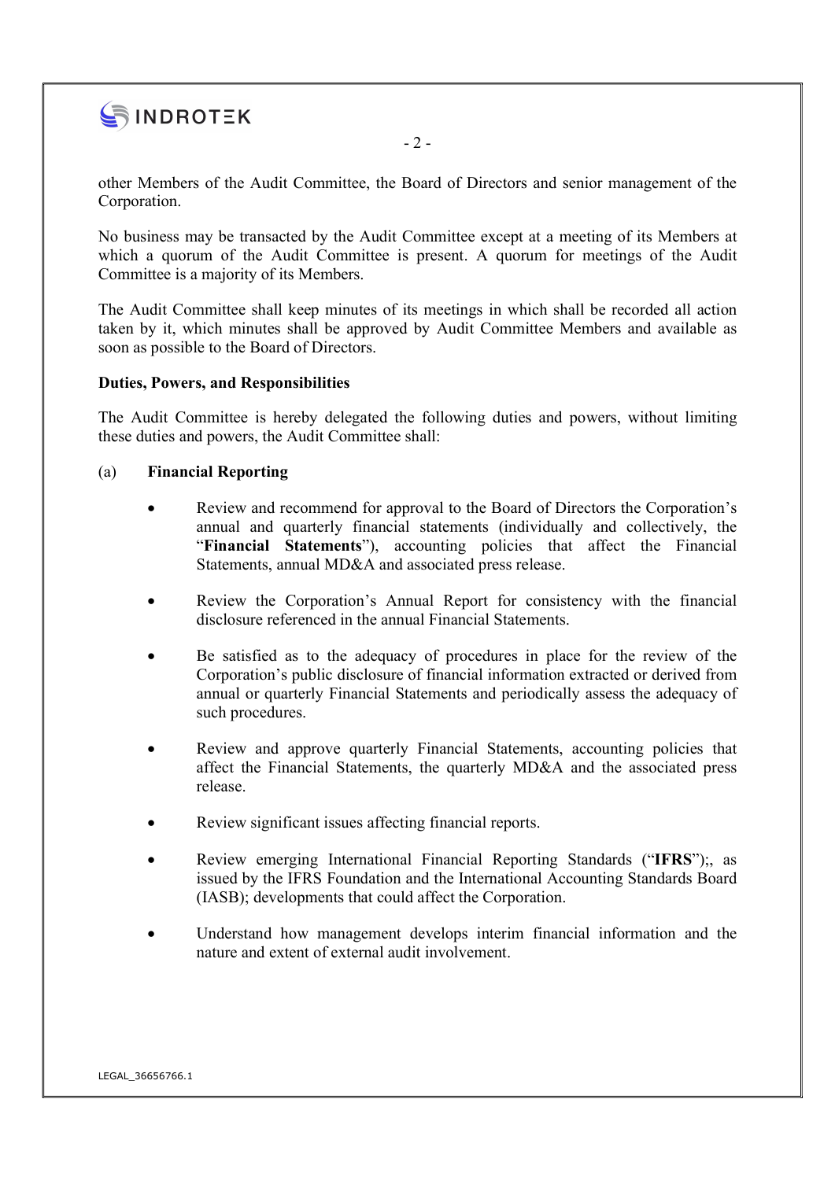other Members of the Audit Committee, the Board of Directors and senior management of the Corporation.

No business may be transacted by the Audit Committee except at a meeting of its Members at which a quorum of the Audit Committee is present. A quorum for meetings of the Audit Committee is a majority of its Members.

The Audit Committee shall keep minutes of its meetings in which shall be recorded all action taken by it, which minutes shall be approved by Audit Committee Members and available as soon as possible to the Board of Directors.

**Duties, Powers, and Responsibilities**

The Audit Committee is hereby delegated the following duties and powers, without limiting these duties and powers, the Audit Committee shall:

(a) **Financial Reporting**

- Review and recommend for approval to the Board of Directors the Corporation's annual and quarterly financial statements (individually and collectively, the "**Financial Statements**"), accounting policies that affect the Financial Statements, annual MD&A and associated press release.
- Review the Corporation's Annual Report for consistency with the financial disclosure referenced in the annual Financial Statements.
- Be satisfied as to the adequacy of procedures in place for the review of the Corporation's public disclosure of financial information extracted or derived from annual or quarterly Financial Statements and periodically assess the adequacy of such procedures.
- Review and approve quarterly Financial Statements, accounting policies that affect the Financial Statements, the quarterly MD&A and the associated press release.
- Review significant issues affecting financial reports.
- Review emerging International Financial Reporting Standards ("**IFRS**");, as issued by the IFRS Foundation and the International Accounting Standards Board (IASB); developments that could affect the Corporation.
- Understand how management develops interim financial information and the nature and extent of external audit involvement.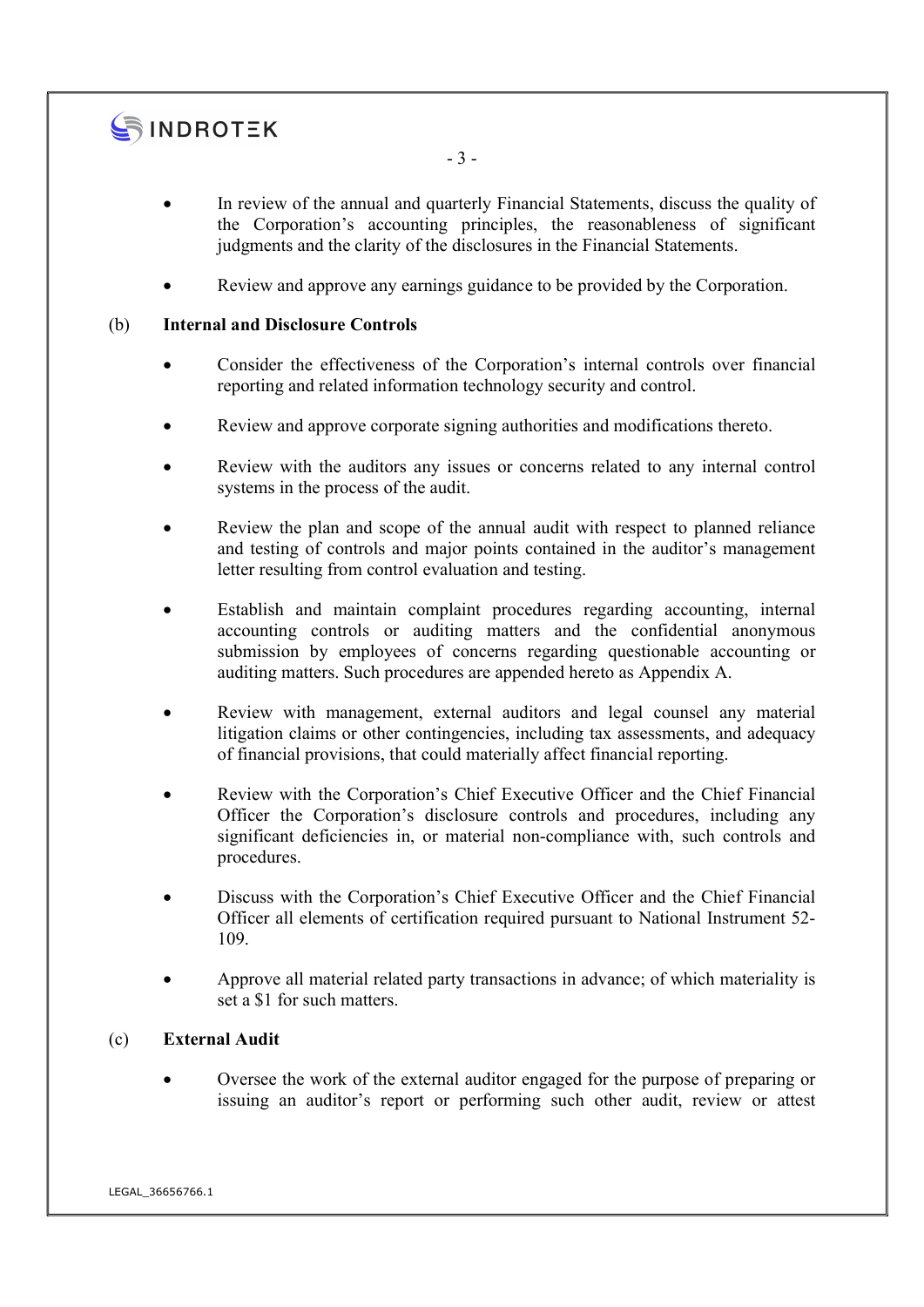- In review of the annual and quarterly Financial Statements, discuss the quality of the Corporation's accounting principles, the reasonableness of significant judgments and the clarity of the disclosures in the Financial Statements.

- Review and approve any earnings guidance to be provided by the Corporation.

(b) **Internal and Disclosure Controls**

- Consider the effectiveness of the Corporation's internal controls over financial reporting and related information technology security and control.

- Review and approve corporate signing authorities and modifications thereto.

- Review with the auditors any issues or concerns related to any internal control systems in the process of the audit.

- Review the plan and scope of the annual audit with respect to planned reliance and testing of controls and major points contained in the auditor's management letter resulting from control evaluation and testing.

- Establish and maintain complaint procedures regarding accounting, internal accounting controls or auditing matters and the confidential anonymous submission by employees of concerns regarding questionable accounting or auditing matters. Such procedures are appended hereto as Appendix A.

- Review with management, external auditors and legal counsel any material litigation claims or other contingencies, including tax assessments, and adequacy of financial provisions, that could materially affect financial reporting.

- Review with the Corporation's Chief Executive Officer and the Chief Financial Officer the Corporation's disclosure controls and procedures, including any significant deficiencies in, or material non-compliance with, such controls and procedures.

- Discuss with the Corporation's Chief Executive Officer and the Chief Financial Officer all elements of certification required pursuant to National Instrument 52-109.

- Approve all material related party transactions in advance; of which materiality is set a $1 for such matters.

(c) **External Audit**

- Oversee the work of the external auditor engaged for the purpose of preparing or issuing an auditor's report or performing such other audit, review or attest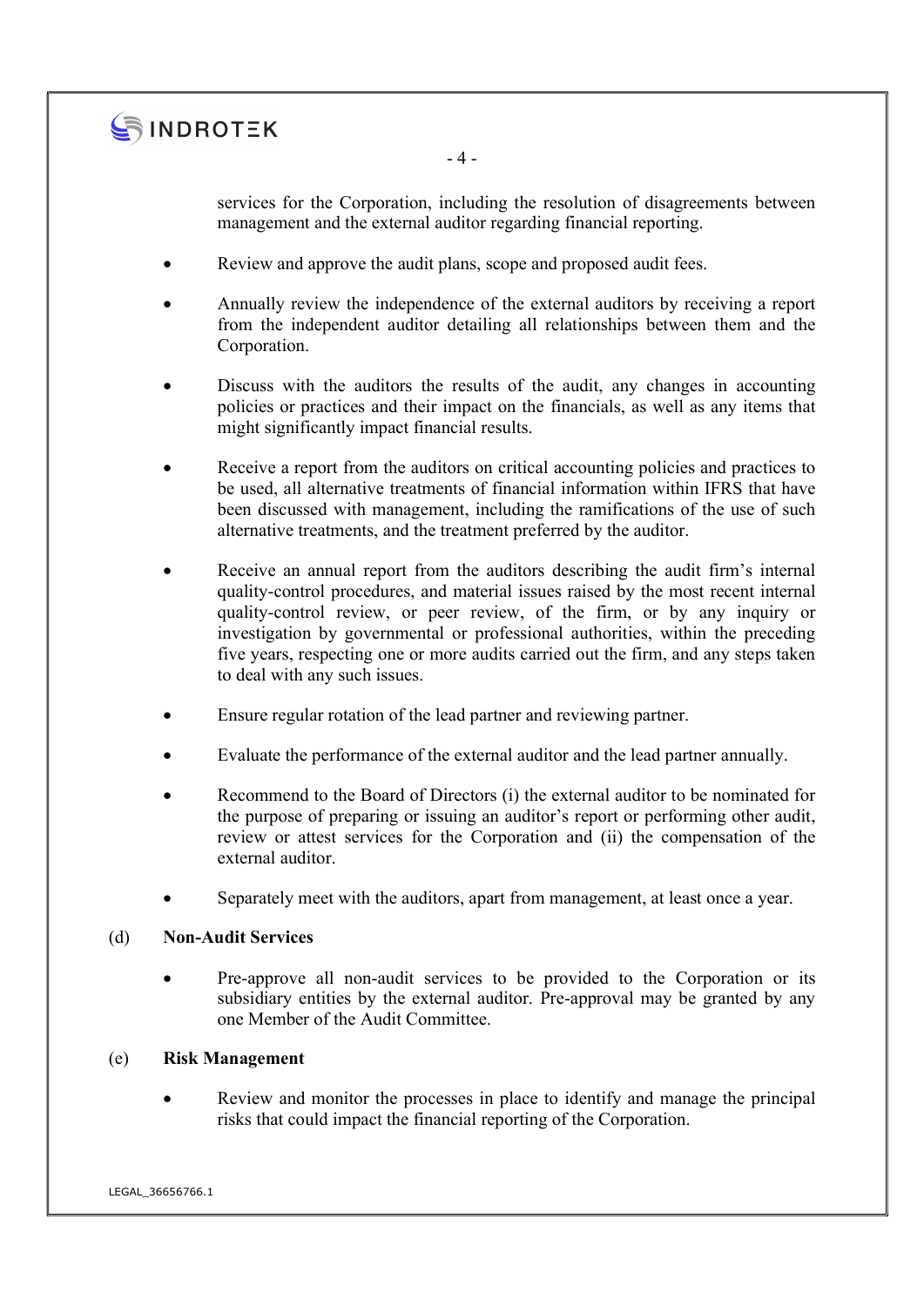services for the Corporation, including the resolution of disagreements between management and the external auditor regarding financial reporting.

- Review and approve the audit plans, scope and proposed audit fees.
- Annually review the independence of the external auditors by receiving a report from the independent auditor detailing all relationships between them and the Corporation.
- Discuss with the auditors the results of the audit, any changes in accounting policies or practices and their impact on the financials, as well as any items that might significantly impact financial results.
- Receive a report from the auditors on critical accounting policies and practices to be used, all alternative treatments of financial information within IFRS that have been discussed with management, including the ramifications of the use of such alternative treatments, and the treatment preferred by the auditor.
- Receive an annual report from the auditors describing the audit firm's internal quality-control procedures, and material issues raised by the most recent internal quality-control review, or peer review, of the firm, or by any inquiry or investigation by governmental or professional authorities, within the preceding five years, respecting one or more audits carried out the firm, and any steps taken to deal with any such issues.
- Ensure regular rotation of the lead partner and reviewing partner.
- Evaluate the performance of the external auditor and the lead partner annually.
- Recommend to the Board of Directors (i) the external auditor to be nominated for the purpose of preparing or issuing an auditor's report or performing other audit, review or attest services for the Corporation and (ii) the compensation of the external auditor.
- Separately meet with the auditors, apart from management, at least once a year.

(d) **Non-Audit Services**

- Pre-approve all non-audit services to be provided to the Corporation or its subsidiary entities by the external auditor. Pre-approval may be granted by any one Member of the Audit Committee.

(e) **Risk Management**

- Review and monitor the processes in place to identify and manage the principal risks that could impact the financial reporting of the Corporation.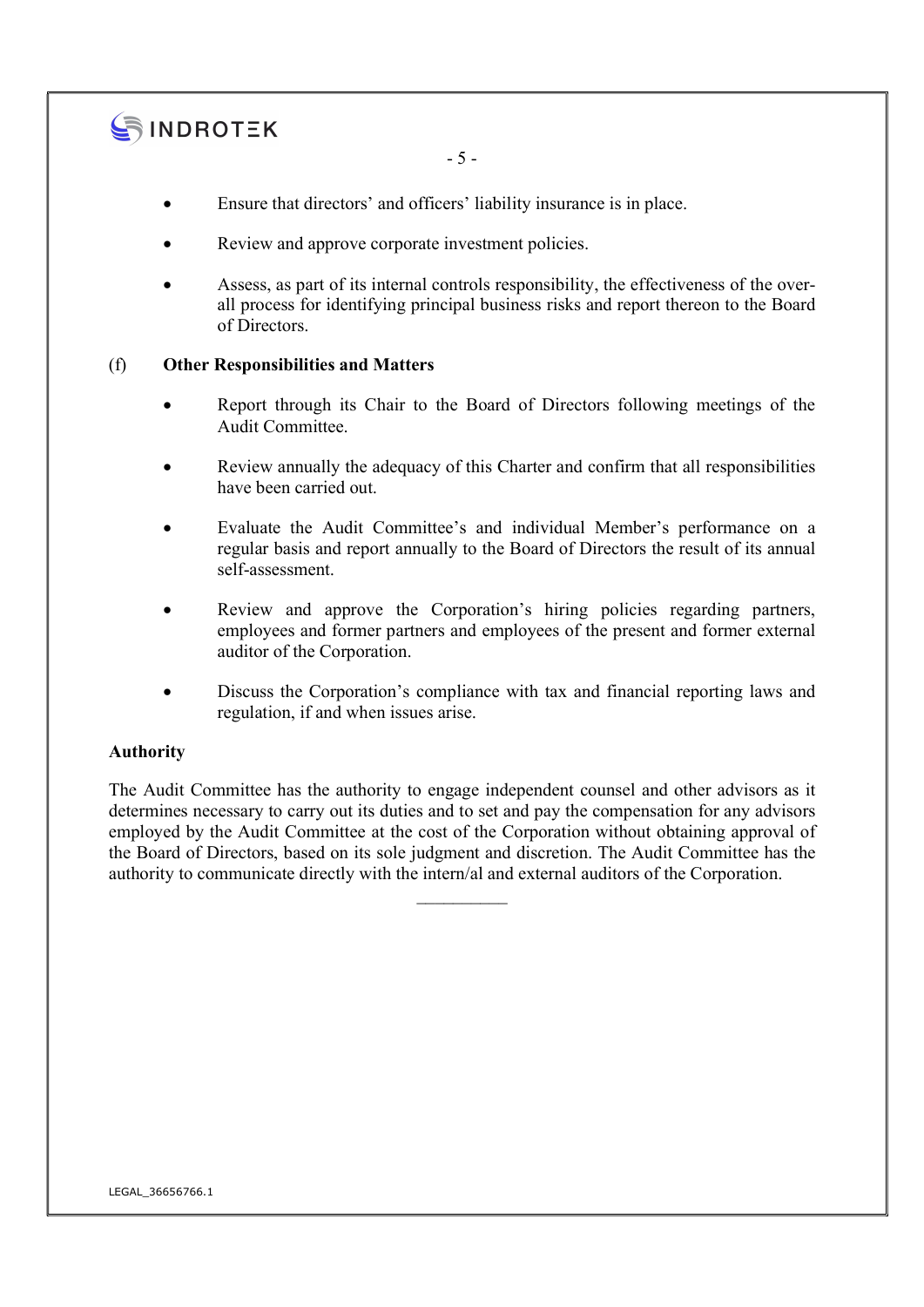- Ensure that directors' and officers' liability insurance is in place.
- Review and approve corporate investment policies.
- Assess, as part of its internal controls responsibility, the effectiveness of the overall process for identifying principal business risks and report thereon to the Board of Directors.

(f) **Other Responsibilities and Matters**

- Report through its Chair to the Board of Directors following meetings of the Audit Committee.
- Review annually the adequacy of this Charter and confirm that all responsibilities have been carried out.
- Evaluate the Audit Committee's and individual Member's performance on a regular basis and report annually to the Board of Directors the result of its annual self-assessment.
- Review and approve the Corporation's hiring policies regarding partners, employees and former partners and employees of the present and former external auditor of the Corporation.
- Discuss the Corporation's compliance with tax and financial reporting laws and regulation, if and when issues arise.

**Authority**

The Audit Committee has the authority to engage independent counsel and other advisors as it determines necessary to carry out its duties and to set and pay the compensation for any advisors employed by the Audit Committee at the cost of the Corporation without obtaining approval of the Board of Directors, based on its sole judgment and discretion. The Audit Committee has the authority to communicate directly with the intern/al and external auditors of the Corporation.

__________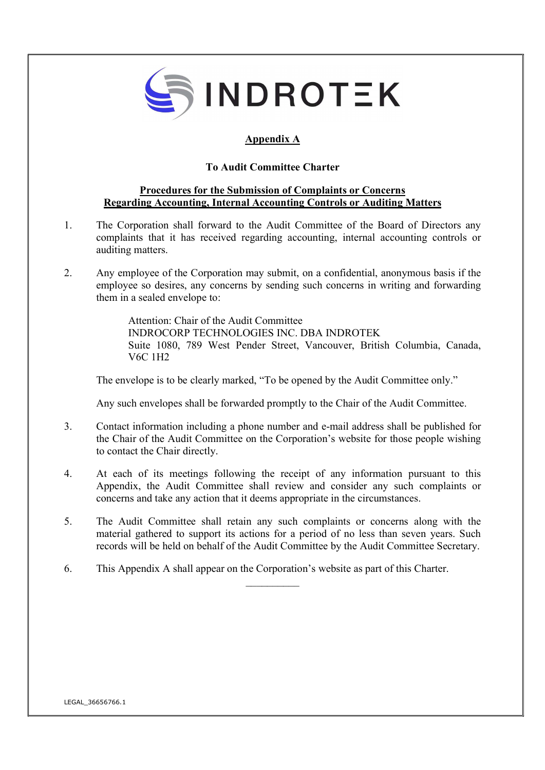**INDROTEK**

## Appendix A

### To Audit Committee Charter

### Procedures for the Submission of Complaints or Concerns Regarding Accounting, Internal Accounting Controls or Auditing Matters

1. The Corporation shall forward to the Audit Committee of the Board of Directors any complaints that it has received regarding accounting, internal accounting controls or auditing matters.

2. Any employee of the Corporation may submit, on a confidential, anonymous basis if the employee so desires, any concerns by sending such concerns in writing and forwarding them in a sealed envelope to:

   Attention: Chair of the Audit Committee
   INDROCORP TECHNOLOGIES INC. DBA INDROTEK
   Suite 1080, 789 West Pender Street, Vancouver, British Columbia, Canada, V6C 1H2

   The envelope is to be clearly marked, "To be opened by the Audit Committee only."

   Any such envelopes shall be forwarded promptly to the Chair of the Audit Committee.

3. Contact information including a phone number and e-mail address shall be published for the Chair of the Audit Committee on the Corporation's website for those people wishing to contact the Chair directly.

4. At each of its meetings following the receipt of any information pursuant to this Appendix, the Audit Committee shall review and consider any such complaints or concerns and take any action that it deems appropriate in the circumstances.

5. The Audit Committee shall retain any such complaints or concerns along with the material gathered to support its actions for a period of no less than seven years. Such records will be held on behalf of the Audit Committee by the Audit Committee Secretary.

6. This Appendix A shall appear on the Corporation's website as part of this Charter.

LEGAL_36656766.1